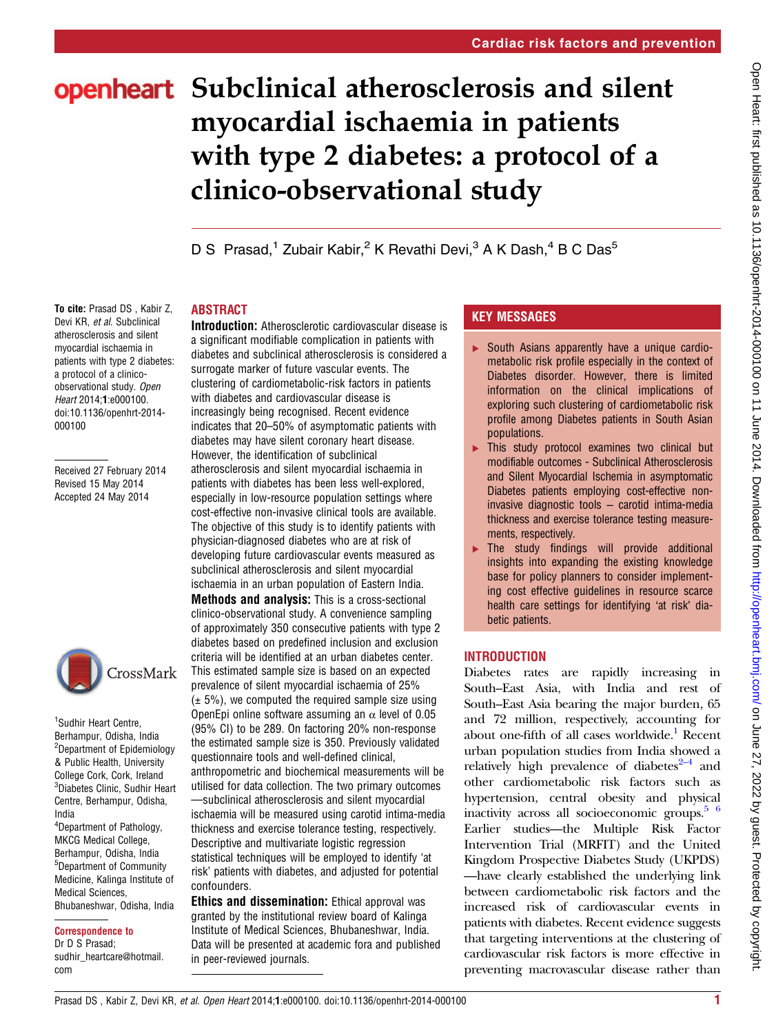# Subclinical atherosclerosis and silent myocardial ischaemia in patients with type 2 diabetes: a protocol of a clinico-observational study

D S Prasad,[1] Zubair Kabir,[2] K Revathi Devi,[3] A K Dash,[4] B C Das[5]

To cite: Prasad DS , Kabir Z, Devi KR, *et al*. Subclinical atherosclerosis and silent myocardial ischaemia in patients with type 2 diabetes: a protocol of a clinico-observational study. *Open Heart* 2014;1:e000100. doi:10.1136/openhrt-2014-000100

Received 27 February 2014
Revised 15 May 2014
Accepted 24 May 2014

[1]Sudhir Heart Centre, Berhampur, Odisha, India
[2]Department of Epidemiology & Public Health, University College Cork, Cork, Ireland
[3]Diabetes Clinic, Sudhir Heart Centre, Berhampur, Odisha, India
[4]Department of Pathology, MKCG Medical College, Berhampur, Odisha, India
[5]Department of Community Medicine, Kalinga Institute of Medical Sciences, Bhubaneshwar, Odisha, India

**Correspondence to**
Dr D S Prasad;
sudhir_heartcare@hotmail.com

## ABSTRACT

**Introduction:** Atherosclerotic cardiovascular disease is a significant modifiable complication in patients with diabetes and subclinical atherosclerosis is considered a surrogate marker of future vascular events. The clustering of cardiometabolic-risk factors in patients with diabetes and cardiovascular disease is increasingly being recognised. Recent evidence indicates that 20–50% of asymptomatic patients with diabetes may have silent coronary heart disease. However, the identification of subclinical atherosclerosis and silent myocardial ischaemia in patients with diabetes has been less well-explored, especially in low-resource population settings where cost-effective non-invasive clinical tools are available. The objective of this study is to identify patients with physician-diagnosed diabetes who are at risk of developing future cardiovascular events measured as subclinical atherosclerosis and silent myocardial ischaemia in an urban population of Eastern India.

**Methods and analysis:** This is a cross-sectional clinico-observational study. A convenience sampling of approximately 350 consecutive patients with type 2 diabetes based on predefined inclusion and exclusion criteria will be identified at an urban diabetes center. This estimated sample size is based on an expected prevalence of silent myocardial ischaemia of 25% (± 5%), we computed the required sample size using OpenEpi online software assuming an α level of 0.05 (95% CI) to be 289. On factoring 20% non-response the estimated sample size is 350. Previously validated questionnaire tools and well-defined clinical, anthropometric and biochemical measurements will be utilised for data collection. The two primary outcomes—subclinical atherosclerosis and silent myocardial ischaemia will be measured using carotid intima-media thickness and exercise tolerance testing, respectively. Descriptive and multivariate logistic regression statistical techniques will be employed to identify 'at risk' patients with diabetes, and adjusted for potential confounders.

**Ethics and dissemination:** Ethical approval was granted by the institutional review board of Kalinga Institute of Medical Sciences, Bhubaneshwar, India. Data will be presented at academic fora and published in peer-reviewed journals.

## KEY MESSAGES

- South Asians apparently have a unique cardio-metabolic risk profile especially in the context of Diabetes disorder. However, there is limited information on the clinical implications of exploring such clustering of cardiometabolic risk profile among Diabetes patients in South Asian populations.
- This study protocol examines two clinical but modifiable outcomes - Subclinical Atherosclerosis and Silent Myocardial Ischemia in asymptomatic Diabetes patients employing cost-effective non-invasive diagnostic tools – carotid intima-media thickness and exercise tolerance testing measurements, respectively.
- The study findings will provide additional insights into expanding the existing knowledge base for policy planners to consider implementing cost effective guidelines in resource scarce health care settings for identifying 'at risk' diabetic patients.

## INTRODUCTION

Diabetes rates are rapidly increasing in South–East Asia, with India and rest of South–East Asia bearing the major burden, 65 and 72 million, respectively, accounting for about one-fifth of all cases worldwide.[1] Recent urban population studies from India showed a relatively high prevalence of diabetes[2–4] and other cardiometabolic risk factors such as hypertension, central obesity and physical inactivity across all socioeconomic groups.[5 6] Earlier studies—the Multiple Risk Factor Intervention Trial (MRFIT) and the United Kingdom Prospective Diabetes Study (UKPDS)—have clearly established the underlying link between cardiometabolic risk factors and the increased risk of cardiovascular events in patients with diabetes. Recent evidence suggests that targeting interventions at the clustering of cardiovascular risk factors is more effective in preventing macrovascular disease rather than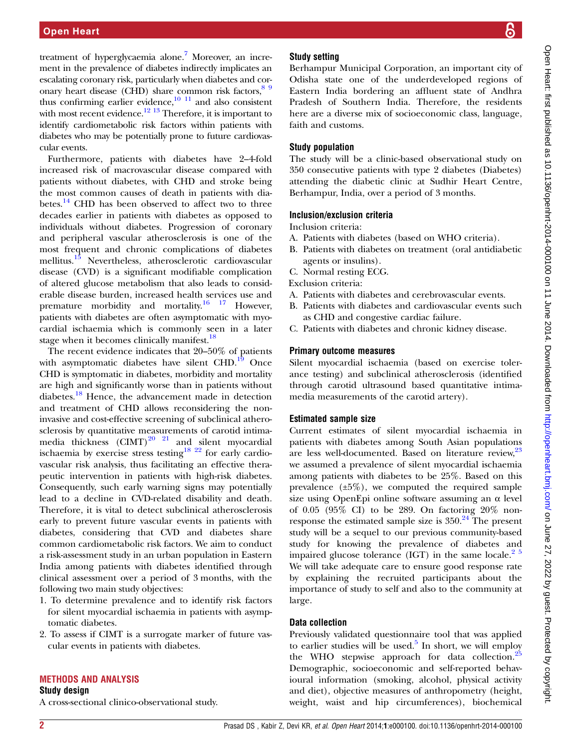treatment of hyperglycaemia alone.[7] Moreover, an increment in the prevalence of diabetes indirectly implicates an escalating coronary risk, particularly when diabetes and coronary heart disease (CHD) share common risk factors,[8 9] thus confirming earlier evidence,[10 11] and also consistent with most recent evidence.[12 13] Therefore, it is important to identify cardiometabolic risk factors within patients with diabetes who may be potentially prone to future cardiovascular events.

Furthermore, patients with diabetes have 2–4-fold increased risk of macrovascular disease compared with patients without diabetes, with CHD and stroke being the most common causes of death in patients with diabetes.[14] CHD has been observed to affect two to three decades earlier in patients with diabetes as opposed to individuals without diabetes. Progression of coronary and peripheral vascular atherosclerosis is one of the most frequent and chronic complications of diabetes mellitus.[15] Nevertheless, atherosclerotic cardiovascular disease (CVD) is a significant modifiable complication of altered glucose metabolism that also leads to considerable disease burden, increased health services use and premature morbidity and mortality.[16 17] However, patients with diabetes are often asymptomatic with myocardial ischaemia which is commonly seen in a later stage when it becomes clinically manifest.[18]

The recent evidence indicates that 20–50% of patients with asymptomatic diabetes have silent CHD.[19] Once CHD is symptomatic in diabetes, morbidity and mortality are high and significantly worse than in patients without diabetes.[18] Hence, the advancement made in detection and treatment of CHD allows reconsidering the non-invasive and cost-effective screening of subclinical atherosclerosis by quantitative measurements of carotid intima-media thickness (CIMT)[20 21] and silent myocardial ischaemia by exercise stress testing[18 22] for early cardiovascular risk analysis, thus facilitating an effective therapeutic intervention in patients with high-risk diabetes. Consequently, such early warning signs may potentially lead to a decline in CVD-related disability and death. Therefore, it is vital to detect subclinical atherosclerosis early to prevent future vascular events in patients with diabetes, considering that CVD and diabetes share common cardiometabolic risk factors. We aim to conduct a risk-assessment study in an urban population in Eastern India among patients with diabetes identified through clinical assessment over a period of 3 months, with the following two main study objectives:

1. To determine prevalence and to identify risk factors for silent myocardial ischaemia in patients with asymptomatic diabetes.
2. To assess if CIMT is a surrogate marker of future vascular events in patients with diabetes.

## METHODS AND ANALYSIS

### Study design

A cross-sectional clinico-observational study.

### Study setting

Berhampur Municipal Corporation, an important city of Odisha state one of the underdeveloped regions of Eastern India bordering an affluent state of Andhra Pradesh of Southern India. Therefore, the residents here are a diverse mix of socioeconomic class, language, faith and customs.

### Study population

The study will be a clinic-based observational study on 350 consecutive patients with type 2 diabetes (Diabetes) attending the diabetic clinic at Sudhir Heart Centre, Berhampur, India, over a period of 3 months.

### Inclusion/exclusion criteria

Inclusion criteria:

A. Patients with diabetes (based on WHO criteria).
B. Patients with diabetes on treatment (oral antidiabetic agents or insulins).
C. Normal resting ECG.

Exclusion criteria:

A. Patients with diabetes and cerebrovascular events.
B. Patients with diabetes and cardiovascular events such as CHD and congestive cardiac failure.
C. Patients with diabetes and chronic kidney disease.

### Primary outcome measures

Silent myocardial ischaemia (based on exercise tolerance testing) and subclinical atherosclerosis (identified through carotid ultrasound based quantitative intima-media measurements of the carotid artery).

### Estimated sample size

Current estimates of silent myocardial ischaemia in patients with diabetes among South Asian populations are less well-documented. Based on literature review,[23] we assumed a prevalence of silent myocardial ischaemia among patients with diabetes to be 25%. Based on this prevalence (±5%), we computed the required sample size using OpenEpi online software assuming an α level of 0.05 (95% CI) to be 289. On factoring 20% non-response the estimated sample size is 350.[24] The present study will be a sequel to our previous community-based study for knowing the prevalence of diabetes and impaired glucose tolerance (IGT) in the same locale.[2 5] We will take adequate care to ensure good response rate by explaining the recruited participants about the importance of study to self and also to the community at large.

### Data collection

Previously validated questionnaire tool that was applied to earlier studies will be used.[5] In short, we will employ the WHO stepwise approach for data collection.[25] Demographic, socioeconomic and self-reported behavioural information (smoking, alcohol, physical activity and diet), objective measures of anthropometry (height, weight, waist and hip circumferences), biochemical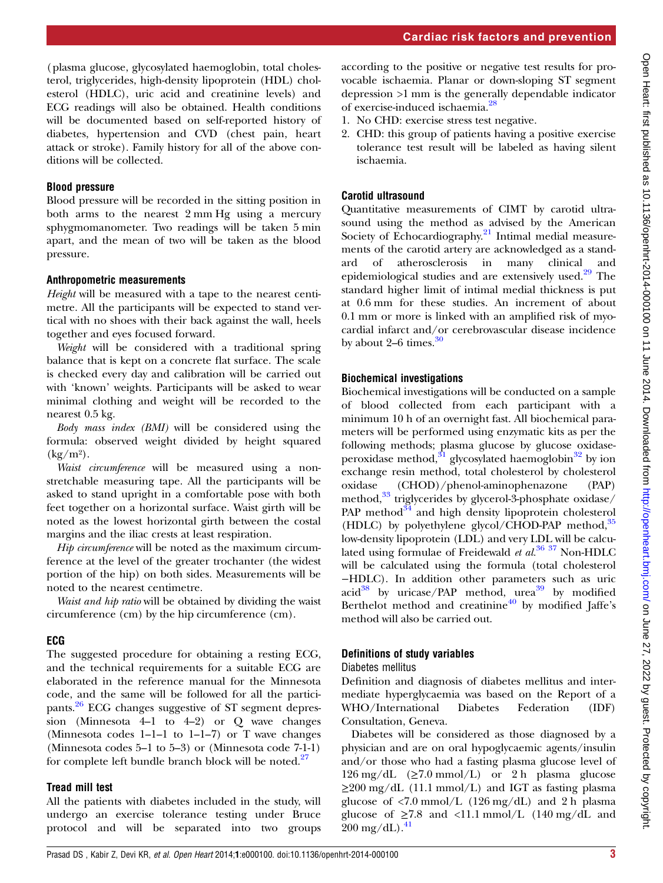(plasma glucose, glycosylated haemoglobin, total cholesterol, triglycerides, high-density lipoprotein (HDL) cholesterol (HDLC), uric acid and creatinine levels) and ECG readings will also be obtained. Health conditions will be documented based on self-reported history of diabetes, hypertension and CVD (chest pain, heart attack or stroke). Family history for all of the above conditions will be collected.

### Blood pressure

Blood pressure will be recorded in the sitting position in both arms to the nearest 2 mm Hg using a mercury sphygmomanometer. Two readings will be taken 5 min apart, and the mean of two will be taken as the blood pressure.

### Anthropometric measurements

*Height* will be measured with a tape to the nearest centimetre. All the participants will be expected to stand vertical with no shoes with their back against the wall, heels together and eyes focused forward.

*Weight* will be considered with a traditional spring balance that is kept on a concrete flat surface. The scale is checked every day and calibration will be carried out with 'known' weights. Participants will be asked to wear minimal clothing and weight will be recorded to the nearest 0.5 kg.

*Body mass index (BMI)* will be considered using the formula: observed weight divided by height squared ($kg/m^2$).

*Waist circumference* will be measured using a non-stretchable measuring tape. All the participants will be asked to stand upright in a comfortable pose with both feet together on a horizontal surface. Waist girth will be noted as the lowest horizontal girth between the costal margins and the iliac crests at least respiration.

*Hip circumference* will be noted as the maximum circumference at the level of the greater trochanter (the widest portion of the hip) on both sides. Measurements will be noted to the nearest centimetre.

*Waist and hip ratio* will be obtained by dividing the waist circumference (cm) by the hip circumference (cm).

### ECG

The suggested procedure for obtaining a resting ECG, and the technical requirements for a suitable ECG are elaborated in the reference manual for the Minnesota code, and the same will be followed for all the participants.[26] ECG changes suggestive of ST segment depression (Minnesota 4–1 to 4–2) or Q wave changes (Minnesota codes 1–1–1 to 1–1–7) or T wave changes (Minnesota codes 5–1 to 5–3) or (Minnesota code 7-1-1) for complete left bundle branch block will be noted.[27]

### Tread mill test

All the patients with diabetes included in the study, will undergo an exercise tolerance testing under Bruce protocol and will be separated into two groups according to the positive or negative test results for provocable ischaemia. Planar or down-sloping ST segment depression >1 mm is the generally dependable indicator of exercise-induced ischaemia.[28]

1. No CHD: exercise stress test negative.
2. CHD: this group of patients having a positive exercise tolerance test result will be labeled as having silent ischaemia.

### Carotid ultrasound

Quantitative measurements of CIMT by carotid ultrasound using the method as advised by the American Society of Echocardiography.[21] Intimal medial measurements of the carotid artery are acknowledged as a standard of atherosclerosis in many clinical and epidemiological studies and are extensively used.[29] The standard higher limit of intimal medial thickness is put at 0.6 mm for these studies. An increment of about 0.1 mm or more is linked with an amplified risk of myocardial infarct and/or cerebrovascular disease incidence by about 2–6 times.[30]

### Biochemical investigations

Biochemical investigations will be conducted on a sample of blood collected from each participant with a minimum 10 h of an overnight fast. All biochemical parameters will be performed using enzymatic kits as per the following methods; plasma glucose by glucose oxidase-peroxidase method,[31] glycosylated haemoglobin[32] by ion exchange resin method, total cholesterol by cholesterol oxidase (CHOD)/phenol-aminophenazone (PAP) method,[33] triglycerides by glycerol-3-phosphate oxidase/PAP method[34] and high density lipoprotein cholesterol (HDLC) by polyethylene glycol/CHOD-PAP method,[35] low-density lipoprotein (LDL) and very LDL will be calculated using formulae of Freidewald *et al*.[36 37] Non-HDLC will be calculated using the formula (total cholesterol −HDLC). In addition other parameters such as uric acid[38] by uricase/PAP method, urea[39] by modified Berthelot method and creatinine[40] by modified Jaffe's method will also be carried out.

### Definitions of study variables

#### Diabetes mellitus

Definition and diagnosis of diabetes mellitus and intermediate hyperglycaemia was based on the Report of a WHO/International Diabetes Federation (IDF) Consultation, Geneva.

Diabetes will be considered as those diagnosed by a physician and are on oral hypoglycaemic agents/insulin and/or those who had a fasting plasma glucose level of 126 mg/dL (≥7.0 mmol/L) or 2 h plasma glucose ≥200 mg/dL (11.1 mmol/L) and IGT as fasting plasma glucose of <7.0 mmol/L (126 mg/dL) and 2 h plasma glucose of ≥7.8 and <11.1 mmol/L (140 mg/dL and 200 mg/dL).[41]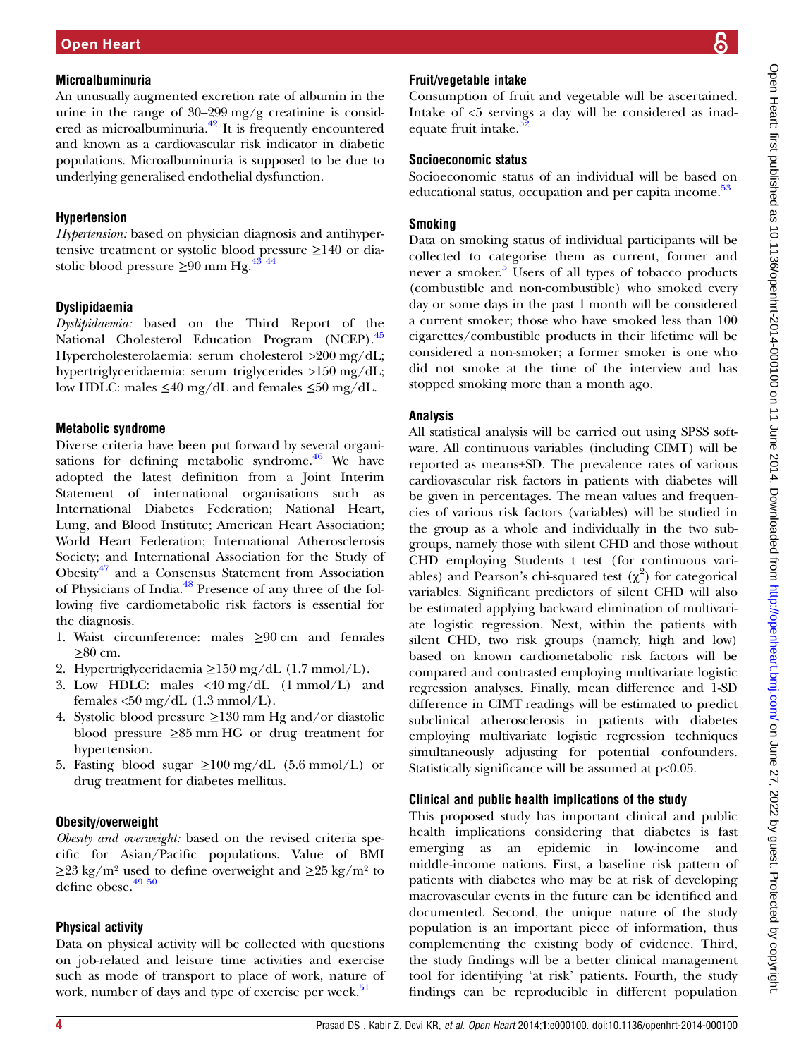### Microalbuminuria

An unusually augmented excretion rate of albumin in the urine in the range of 30–299 mg/g creatinine is considered as microalbuminuria.[42] It is frequently encountered and known as a cardiovascular risk indicator in diabetic populations. Microalbuminuria is supposed to be due to underlying generalised endothelial dysfunction.

### Hypertension

*Hypertension:* based on physician diagnosis and antihypertensive treatment or systolic blood pressure ≥140 or diastolic blood pressure ≥90 mm Hg.[43 44]

### Dyslipidaemia

*Dyslipidaemia:* based on the Third Report of the National Cholesterol Education Program (NCEP).[45] Hypercholesterolaemia: serum cholesterol >200 mg/dL; hypertriglyceridaemia: serum triglycerides >150 mg/dL; low HDLC: males ≤40 mg/dL and females ≤50 mg/dL.

### Metabolic syndrome

Diverse criteria have been put forward by several organisations for defining metabolic syndrome.[46] We have adopted the latest definition from a Joint Interim Statement of international organisations such as International Diabetes Federation; National Heart, Lung, and Blood Institute; American Heart Association; World Heart Federation; International Atherosclerosis Society; and International Association for the Study of Obesity[47] and a Consensus Statement from Association of Physicians of India.[48] Presence of any three of the following five cardiometabolic risk factors is essential for the diagnosis.

1. Waist circumference: males ≥90 cm and females ≥80 cm.
2. Hypertriglyceridaemia ≥150 mg/dL (1.7 mmol/L).
3. Low HDLC: males <40 mg/dL (1 mmol/L) and females <50 mg/dL (1.3 mmol/L).
4. Systolic blood pressure ≥130 mm Hg and/or diastolic blood pressure ≥85 mm HG or drug treatment for hypertension.
5. Fasting blood sugar ≥100 mg/dL (5.6 mmol/L) or drug treatment for diabetes mellitus.

### Obesity/overweight

*Obesity and overweight:* based on the revised criteria specific for Asian/Pacific populations. Value of BMI ≥23 kg/m² used to define overweight and ≥25 kg/m² to define obese.[49 50]

### Physical activity

Data on physical activity will be collected with questions on job-related and leisure time activities and exercise such as mode of transport to place of work, nature of work, number of days and type of exercise per week.[51]

### Fruit/vegetable intake

Consumption of fruit and vegetable will be ascertained. Intake of <5 servings a day will be considered as inadequate fruit intake.[52]

### Socioeconomic status

Socioeconomic status of an individual will be based on educational status, occupation and per capita income.[53]

### Smoking

Data on smoking status of individual participants will be collected to categorise them as current, former and never a smoker.[5] Users of all types of tobacco products (combustible and non-combustible) who smoked every day or some days in the past 1 month will be considered a current smoker; those who have smoked less than 100 cigarettes/combustible products in their lifetime will be considered a non-smoker; a former smoker is one who did not smoke at the time of the interview and has stopped smoking more than a month ago.

### Analysis

All statistical analysis will be carried out using SPSS software. All continuous variables (including CIMT) will be reported as means±SD. The prevalence rates of various cardiovascular risk factors in patients with diabetes will be given in percentages. The mean values and frequencies of various risk factors (variables) will be studied in the group as a whole and individually in the two subgroups, namely those with silent CHD and those without CHD employing Students t test (for continuous variables) and Pearson's chi-squared test ($\chi^2$) for categorical variables. Significant predictors of silent CHD will also be estimated applying backward elimination of multivariate logistic regression. Next, within the patients with silent CHD, two risk groups (namely, high and low) based on known cardiometabolic risk factors will be compared and contrasted employing multivariate logistic regression analyses. Finally, mean difference and 1-SD difference in CIMT readings will be estimated to predict subclinical atherosclerosis in patients with diabetes employing multivariate logistic regression techniques simultaneously adjusting for potential confounders. Statistically significance will be assumed at $p<0.05$.

### Clinical and public health implications of the study

This proposed study has important clinical and public health implications considering that diabetes is fast emerging as an epidemic in low-income and middle-income nations. First, a baseline risk pattern of patients with diabetes who may be at risk of developing macrovascular events in the future can be identified and documented. Second, the unique nature of the study population is an important piece of information, thus complementing the existing body of evidence. Third, the study findings will be a better clinical management tool for identifying 'at risk' patients. Fourth, the study findings can be reproducible in different population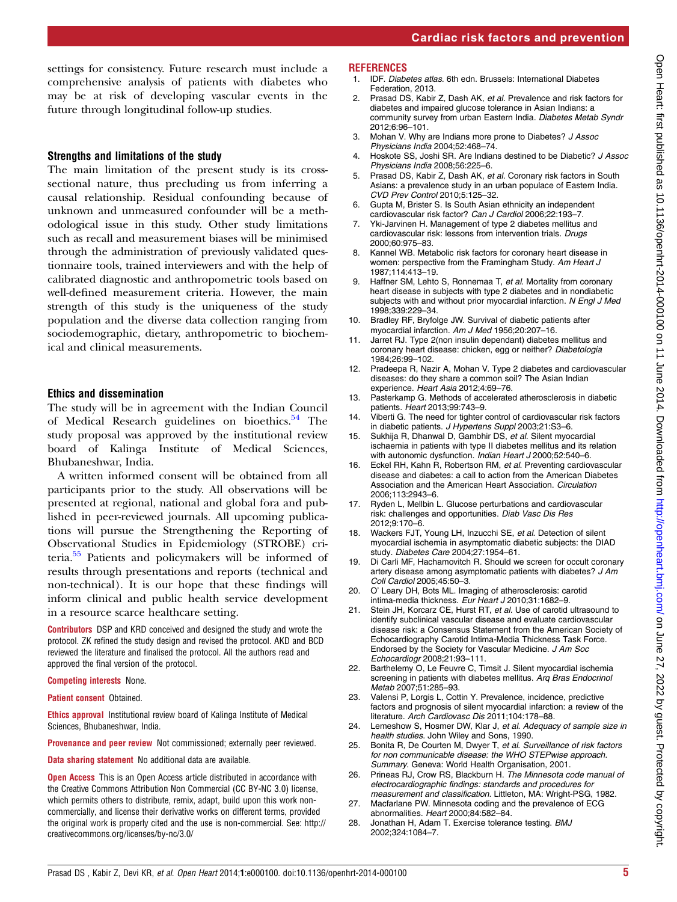settings for consistency. Future research must include a comprehensive analysis of patients with diabetes who may be at risk of developing vascular events in the future through longitudinal follow-up studies.

### Strengths and limitations of the study

The main limitation of the present study is its cross-sectional nature, thus precluding us from inferring a causal relationship. Residual confounding because of unknown and unmeasured confounder will be a methodological issue in this study. Other study limitations such as recall and measurement biases will be minimised through the administration of previously validated questionnaire tools, trained interviewers and with the help of calibrated diagnostic and anthropometric tools based on well-defined measurement criteria. However, the main strength of this study is the uniqueness of the study population and the diverse data collection ranging from sociodemographic, dietary, anthropometric to biochemical and clinical measurements.

### Ethics and dissemination

The study will be in agreement with the Indian Council of Medical Research guidelines on bioethics.[54] The study proposal was approved by the institutional review board of Kalinga Institute of Medical Sciences, Bhubaneshwar, India.

A written informed consent will be obtained from all participants prior to the study. All observations will be presented at regional, national and global fora and published in peer-reviewed journals. All upcoming publications will pursue the Strengthening the Reporting of Observational Studies in Epidemiology (STROBE) criteria.[55] Patients and policymakers will be informed of results through presentations and reports (technical and non-technical). It is our hope that these findings will inform clinical and public health service development in a resource scarce healthcare setting.

**Contributors** DSP and KRD conceived and designed the study and wrote the protocol. ZK refined the study design and revised the protocol. AKD and BCD reviewed the literature and finalised the protocol. All the authors read and approved the final version of the protocol.

**Competing interests** None.

**Patient consent** Obtained.

**Ethics approval** Institutional review board of Kalinga Institute of Medical Sciences, Bhubaneshwar, India.

**Provenance and peer review** Not commissioned; externally peer reviewed.

**Data sharing statement** No additional data are available.

**Open Access** This is an Open Access article distributed in accordance with the Creative Commons Attribution Non Commercial (CC BY-NC 3.0) license, which permits others to distribute, remix, adapt, build upon this work non-commercially, and license their derivative works on different terms, provided the original work is properly cited and the use is non-commercial. See: http://creativecommons.org/licenses/by-nc/3.0/

## REFERENCES

1. IDF. *Diabetes atlas*. 6th edn. Brussels: International Diabetes Federation, 2013.
2. Prasad DS, Kabir Z, Dash AK, *et al*. Prevalence and risk factors for diabetes and impaired glucose tolerance in Asian Indians: a community survey from urban Eastern India. *Diabetes Metab Syndr* 2012;6:96–101.
3. Mohan V. Why are Indians more prone to Diabetes? *J Assoc Physicians India* 2004;52:468–74.
4. Hoskote SS, Joshi SR. Are Indians destined to be Diabetic? *J Assoc Physicians India* 2008;56:225–6.
5. Prasad DS, Kabir Z, Dash AK, *et al*. Coronary risk factors in South Asians: a prevalence study in an urban populace of Eastern India. *CVD Prev Control* 2010;5:125–32.
6. Gupta M, Brister S. Is South Asian ethnicity an independent cardiovascular risk factor? *Can J Cardiol* 2006;22:193–7.
7. Yki-Jarvinen H. Management of type 2 diabetes mellitus and cardiovascular risk: lessons from intervention trials. *Drugs* 2000;60:975–83.
8. Kannel WB. Metabolic risk factors for coronary heart disease in women: perspective from the Framingham Study. *Am Heart J* 1987;114:413–19.
9. Haffner SM, Lehto S, Ronnemaa T, *et al*. Mortality from coronary heart disease in subjects with type 2 diabetes and in nondiabetic subjects with and without prior myocardial infarction. *N Engl J Med* 1998;339:229–34.
10. Bradley RF, Bryfolge JW. Survival of diabetic patients after myocardial infarction. *Am J Med* 1956;20:207–16.
11. Jarret RJ. Type 2(non insulin dependant) diabetes mellitus and coronary heart disease: chicken, egg or neither? *Diabetologia* 1984;26:99–102.
12. Pradeepa R, Nazir A, Mohan V. Type 2 diabetes and cardiovascular diseases: do they share a common soil? The Asian Indian experience. *Heart Asia* 2012;4:69–76.
13. Pasterkamp G. Methods of accelerated atherosclerosis in diabetic patients. *Heart* 2013;99:743–9.
14. Viberti G. The need for tighter control of cardiovascular risk factors in diabetic patients. *J Hypertens Suppl* 2003;21:S3–6.
15. Sukhija R, Dhanwal D, Gambhir DS, *et al*. Silent myocardial ischaemia in patients with type II diabetes mellitus and its relation with autonomic dysfunction. *Indian Heart J* 2000;52:540–6.
16. Eckel RH, Kahn R, Robertson RM, *et al*. Preventing cardiovascular disease and diabetes: a call to action from the American Diabetes Association and the American Heart Association. *Circulation* 2006;113:2943–6.
17. Ryden L, Mellbin L. Glucose perturbations and cardiovascular risk: challenges and opportunities. *Diab Vasc Dis Res* 2012;9:170–6.
18. Wackers FJT, Young LH, Inzucchi SE, *et al*. Detection of silent myocardial ischemia in asymptomatic diabetic subjects: the DIAD study. *Diabetes Care* 2004;27:1954–61.
19. Di Carli MF, Hachamovitch R. Should we screen for occult coronary artery disease among asymptomatic patients with diabetes? *J Am Coll Cardiol* 2005;45:50–3.
20. O' Leary DH, Bots ML. Imaging of atherosclerosis: carotid intima-media thickness. *Eur Heart J* 2010;31:1682–9.
21. Stein JH, Korcarz CE, Hurst RT, *et al*. Use of carotid ultrasound to identify subclinical vascular disease and evaluate cardiovascular disease risk: a Consensus Statement from the American Society of Echocardiography Carotid Intima-Media Thickness Task Force. Endorsed by the Society for Vascular Medicine. *J Am Soc Echocardiogr* 2008;21:93–111.
22. Barthelemy O, Le Feuvre C, Timsit J. Silent myocardial ischemia screening in patients with diabetes mellitus. *Arq Bras Endocrinol Metab* 2007;51:285–93.
23. Valensi P, Lorgis L, Cottin Y. Prevalence, incidence, predictive factors and prognosis of silent myocardial infarction: a review of the literature. *Arch Cardiovasc Dis* 2011;104:178–88.
24. Lemeshow S, Hosmer DW, Klar J, *et al*. *Adequacy of sample size in health studies*. John Wiley and Sons, 1990.
25. Bonita R, De Courten M, Dwyer T, *et al*. *Surveillance of risk factors for non communicable disease: the WHO STEPwise approach. Summary*. Geneva: World Health Organisation, 2001.
26. Prineas RJ, Crow RS, Blackburn H. *The Minnesota code manual of electrocardiographic findings: standards and procedures for measurement and classification*. Littleton, MA: Wright-PSG, 1982.
27. Macfarlane PW. Minnesota coding and the prevalence of ECG abnormalities. *Heart* 2000;84:582–84.
28. Jonathan H, Adam T. Exercise tolerance testing. *BMJ* 2002;324:1084–7.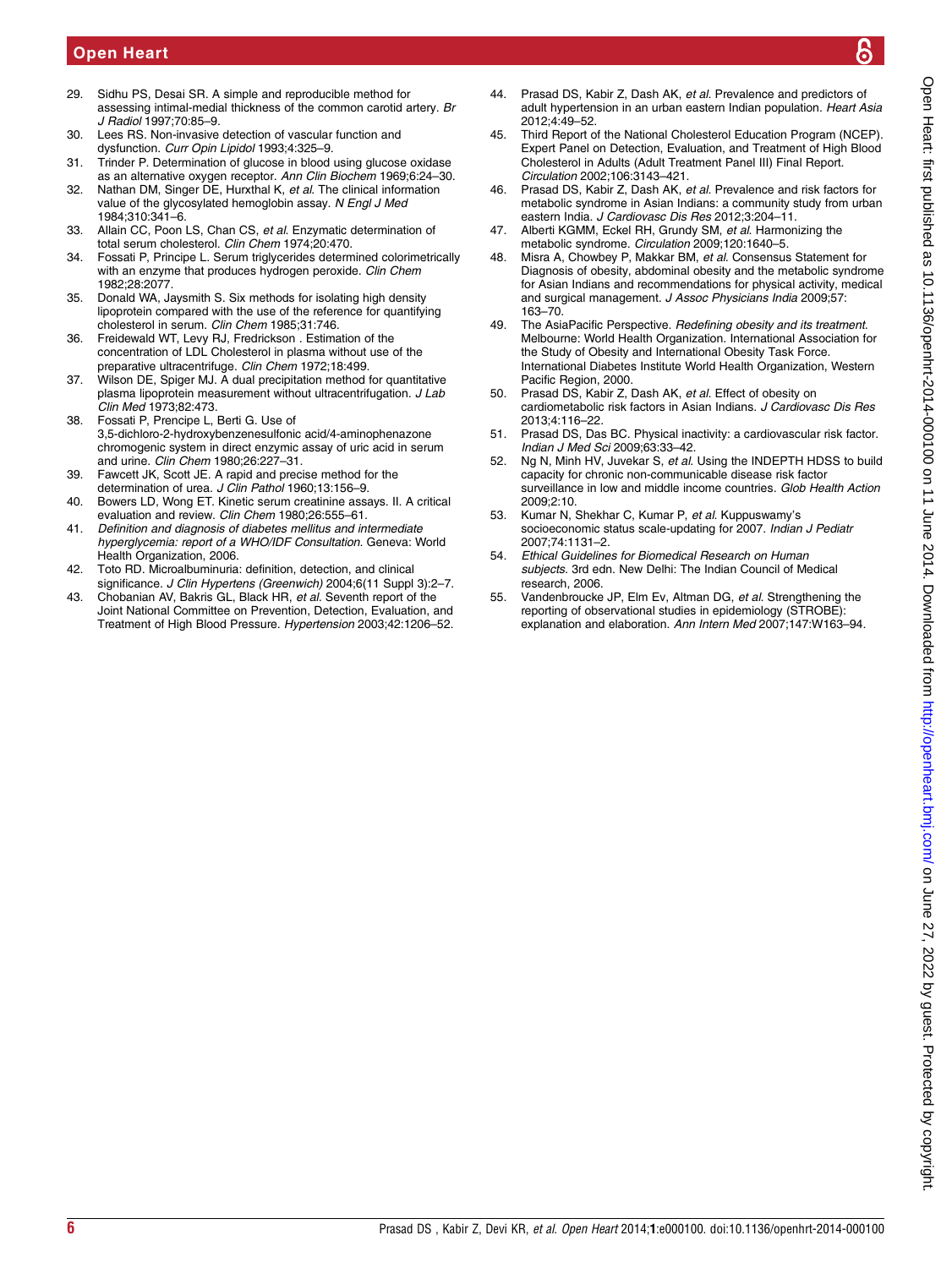29. Sidhu PS, Desai SR. A simple and reproducible method for assessing intimal-medial thickness of the common carotid artery. *Br J Radiol* 1997;70:85–9.
30. Lees RS. Non-invasive detection of vascular function and dysfunction. *Curr Opin Lipidol* 1993;4:325–9.
31. Trinder P. Determination of glucose in blood using glucose oxidase as an alternative oxygen receptor. *Ann Clin Biochem* 1969;6:24–30.
32. Nathan DM, Singer DE, Hurxthal K, *et al*. The clinical information value of the glycosylated hemoglobin assay. *N Engl J Med* 1984;310:341–6.
33. Allain CC, Poon LS, Chan CS, *et al*. Enzymatic determination of total serum cholesterol. *Clin Chem* 1974;20:470.
34. Fossati P, Principe L. Serum triglycerides determined colorimetrically with an enzyme that produces hydrogen peroxide. *Clin Chem* 1982;28:2077.
35. Donald WA, Jaysmith S. Six methods for isolating high density lipoprotein compared with the use of the reference for quantifying cholesterol in serum. *Clin Chem* 1985;31:746.
36. Freidewald WT, Levy RJ, Fredrickson . Estimation of the concentration of LDL Cholesterol in plasma without use of the preparative ultracentrifuge. *Clin Chem* 1972;18:499.
37. Wilson DE, Spiger MJ. A dual precipitation method for quantitative plasma lipoprotein measurement without ultracentrifugation. *J Lab Clin Med* 1973;82:473.
38. Fossati P, Prencipe L, Berti G. Use of 3,5-dichloro-2-hydroxybenzenesulfonic acid/4-aminophenazone chromogenic system in direct enzymic assay of uric acid in serum and urine. *Clin Chem* 1980;26:227–31.
39. Fawcett JK, Scott JE. A rapid and precise method for the determination of urea. *J Clin Pathol* 1960;13:156–9.
40. Bowers LD, Wong ET. Kinetic serum creatinine assays. II. A critical evaluation and review. *Clin Chem* 1980;26:555–61.
41. *Definition and diagnosis of diabetes mellitus and intermediate hyperglycemia: report of a WHO/IDF Consultation*. Geneva: World Health Organization, 2006.
42. Toto RD. Microalbuminuria: definition, detection, and clinical significance. *J Clin Hypertens (Greenwich)* 2004;6(11 Suppl 3):2–7.
43. Chobanian AV, Bakris GL, Black HR, *et al*. Seventh report of the Joint National Committee on Prevention, Detection, Evaluation, and Treatment of High Blood Pressure. *Hypertension* 2003;42:1206–52.
44. Prasad DS, Kabir Z, Dash AK, *et al*. Prevalence and predictors of adult hypertension in an urban eastern Indian population. *Heart Asia* 2012;4:49–52.
45. Third Report of the National Cholesterol Education Program (NCEP). Expert Panel on Detection, Evaluation, and Treatment of High Blood Cholesterol in Adults (Adult Treatment Panel III) Final Report. *Circulation* 2002;106:3143–421.
46. Prasad DS, Kabir Z, Dash AK, *et al*. Prevalence and risk factors for metabolic syndrome in Asian Indians: a community study from urban eastern India. *J Cardiovasc Dis Res* 2012;3:204–11.
47. Alberti KGMM, Eckel RH, Grundy SM, *et al*. Harmonizing the metabolic syndrome. *Circulation* 2009;120:1640–5.
48. Misra A, Chowbey P, Makkar BM, *et al*. Consensus Statement for Diagnosis of obesity, abdominal obesity and the metabolic syndrome for Asian Indians and recommendations for physical activity, medical and surgical management. *J Assoc Physicians India* 2009;57:163–70.
49. The AsiaPacific Perspective. *Redefining obesity and its treatment*. Melbourne: World Health Organization. International Association for the Study of Obesity and International Obesity Task Force. International Diabetes Institute World Health Organization, Western Pacific Region, 2000.
50. Prasad DS, Kabir Z, Dash AK, *et al*. Effect of obesity on cardiometabolic risk factors in Asian Indians. *J Cardiovasc Dis Res* 2013;4:116–22.
51. Prasad DS, Das BC. Physical inactivity: a cardiovascular risk factor. *Indian J Med Sci* 2009;63:33–42.
52. Ng N, Minh HV, Juvekar S, *et al*. Using the INDEPTH HDSS to build capacity for chronic non-communicable disease risk factor surveillance in low and middle income countries. *Glob Health Action* 2009;2:10.
53. Kumar N, Shekhar C, Kumar P, *et al*. Kuppuswamy's socioeconomic status scale-updating for 2007. *Indian J Pediatr* 2007;74:1131–2.
54. *Ethical Guidelines for Biomedical Research on Human subjects*. 3rd edn. New Delhi: The Indian Council of Medical research, 2006.
55. Vandenbroucke JP, Elm Ev, Altman DG, *et al*. Strengthening the reporting of observational studies in epidemiology (STROBE): explanation and elaboration. *Ann Intern Med* 2007;147:W163–94.